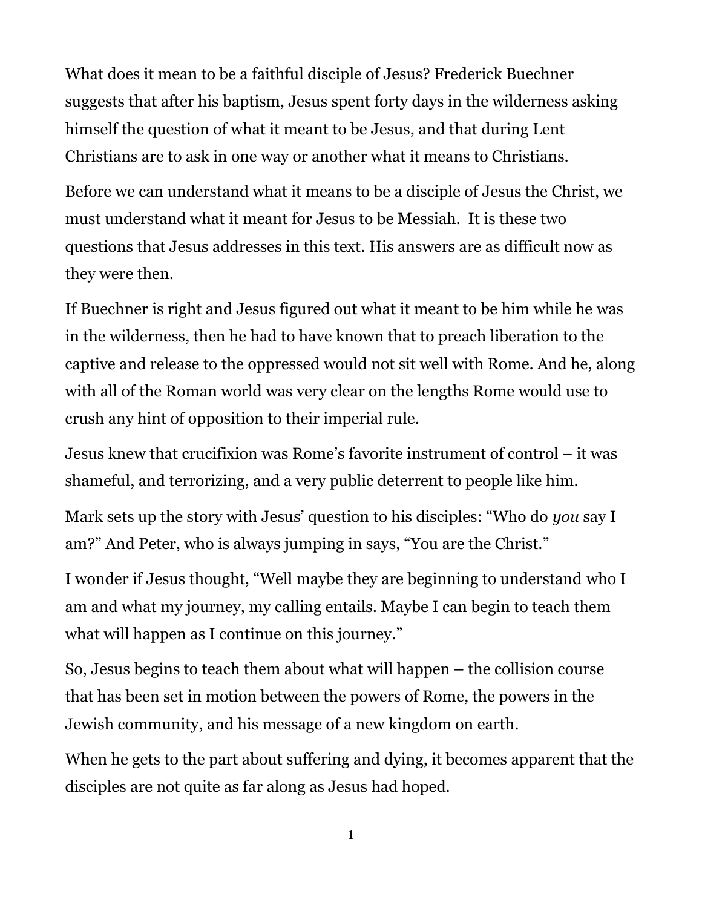What does it mean to be a faithful disciple of Jesus? Frederick Buechner suggests that after his baptism, Jesus spent forty days in the wilderness asking himself the question of what it meant to be Jesus, and that during Lent Christians are to ask in one way or another what it means to Christians.

Before we can understand what it means to be a disciple of Jesus the Christ, we must understand what it meant for Jesus to be Messiah. It is these two questions that Jesus addresses in this text. His answers are as difficult now as they were then.

If Buechner is right and Jesus figured out what it meant to be him while he was in the wilderness, then he had to have known that to preach liberation to the captive and release to the oppressed would not sit well with Rome. And he, along with all of the Roman world was very clear on the lengths Rome would use to crush any hint of opposition to their imperial rule.

Jesus knew that crucifixion was Rome's favorite instrument of control – it was shameful, and terrorizing, and a very public deterrent to people like him.

Mark sets up the story with Jesus' question to his disciples: "Who do *you* say I am?" And Peter, who is always jumping in says, "You are the Christ."

I wonder if Jesus thought, "Well maybe they are beginning to understand who I am and what my journey, my calling entails. Maybe I can begin to teach them what will happen as I continue on this journey."

So, Jesus begins to teach them about what will happen – the collision course that has been set in motion between the powers of Rome, the powers in the Jewish community, and his message of a new kingdom on earth.

When he gets to the part about suffering and dying, it becomes apparent that the disciples are not quite as far along as Jesus had hoped.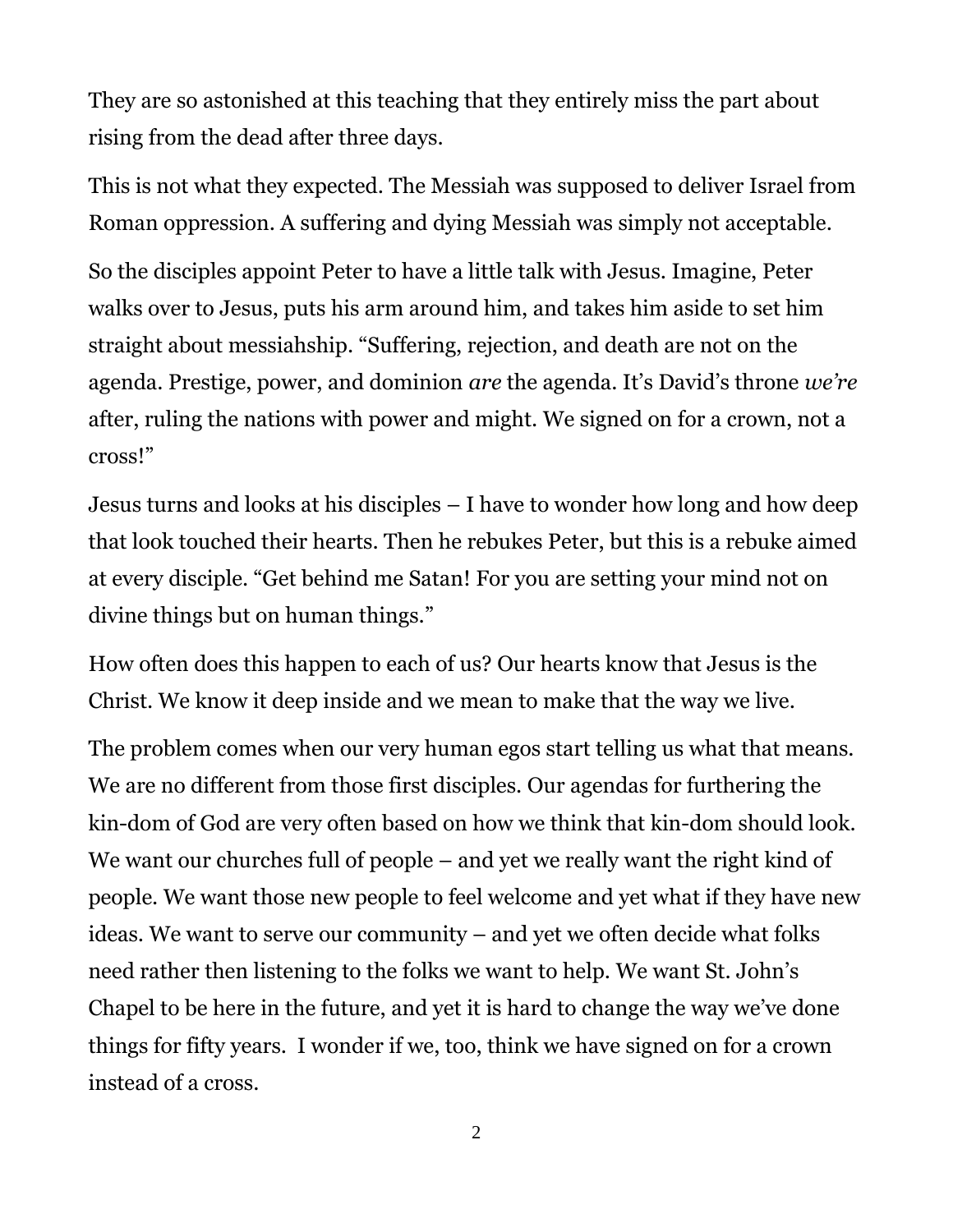They are so astonished at this teaching that they entirely miss the part about rising from the dead after three days.

This is not what they expected. The Messiah was supposed to deliver Israel from Roman oppression. A suffering and dying Messiah was simply not acceptable.

So the disciples appoint Peter to have a little talk with Jesus. Imagine, Peter walks over to Jesus, puts his arm around him, and takes him aside to set him straight about messiahship. "Suffering, rejection, and death are not on the agenda. Prestige, power, and dominion *are* the agenda. It's David's throne *we're* after, ruling the nations with power and might. We signed on for a crown, not a cross!"

Jesus turns and looks at his disciples – I have to wonder how long and how deep that look touched their hearts. Then he rebukes Peter, but this is a rebuke aimed at every disciple. "Get behind me Satan! For you are setting your mind not on divine things but on human things."

How often does this happen to each of us? Our hearts know that Jesus is the Christ. We know it deep inside and we mean to make that the way we live.

The problem comes when our very human egos start telling us what that means. We are no different from those first disciples. Our agendas for furthering the kin-dom of God are very often based on how we think that kin-dom should look. We want our churches full of people – and yet we really want the right kind of people. We want those new people to feel welcome and yet what if they have new ideas. We want to serve our community – and yet we often decide what folks need rather then listening to the folks we want to help. We want St. John's Chapel to be here in the future, and yet it is hard to change the way we've done things for fifty years. I wonder if we, too, think we have signed on for a crown instead of a cross.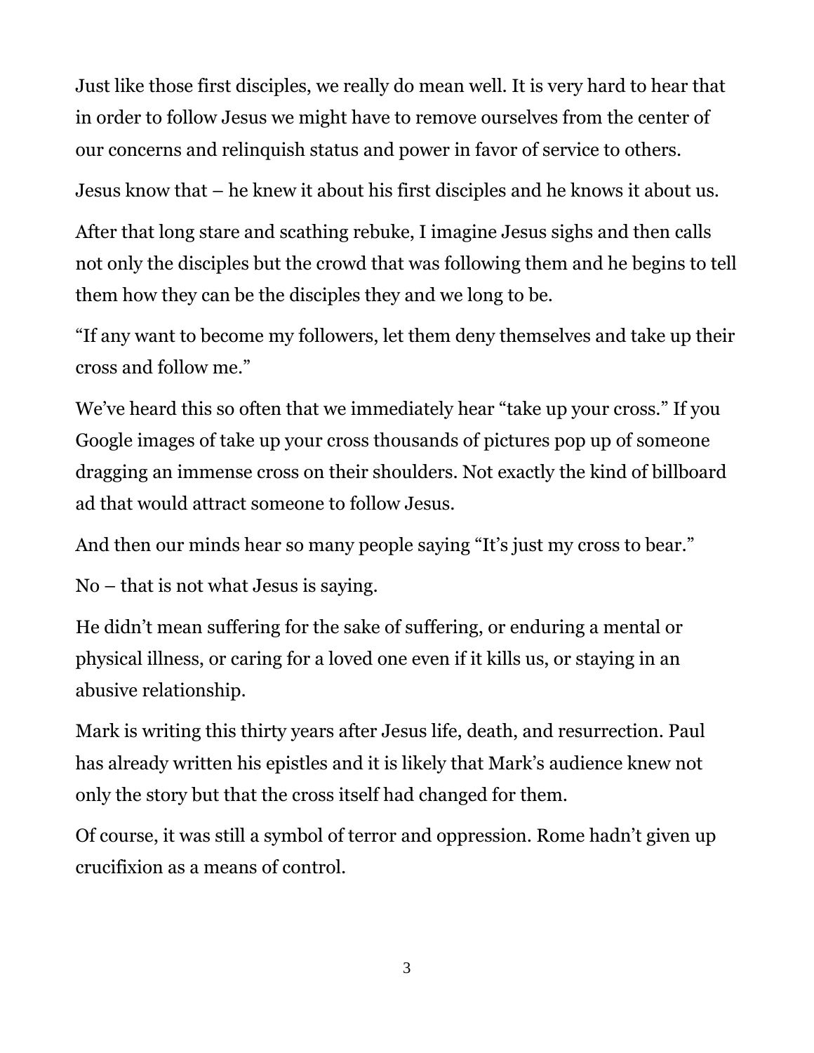Just like those first disciples, we really do mean well. It is very hard to hear that in order to follow Jesus we might have to remove ourselves from the center of our concerns and relinquish status and power in favor of service to others.

Jesus know that – he knew it about his first disciples and he knows it about us.

After that long stare and scathing rebuke, I imagine Jesus sighs and then calls not only the disciples but the crowd that was following them and he begins to tell them how they can be the disciples they and we long to be.

"If any want to become my followers, let them deny themselves and take up their cross and follow me."

We've heard this so often that we immediately hear "take up your cross." If you Google images of take up your cross thousands of pictures pop up of someone dragging an immense cross on their shoulders. Not exactly the kind of billboard ad that would attract someone to follow Jesus.

And then our minds hear so many people saying "It's just my cross to bear."

No – that is not what Jesus is saying.

He didn't mean suffering for the sake of suffering, or enduring a mental or physical illness, or caring for a loved one even if it kills us, or staying in an abusive relationship.

Mark is writing this thirty years after Jesus life, death, and resurrection. Paul has already written his epistles and it is likely that Mark's audience knew not only the story but that the cross itself had changed for them.

Of course, it was still a symbol of terror and oppression. Rome hadn't given up crucifixion as a means of control.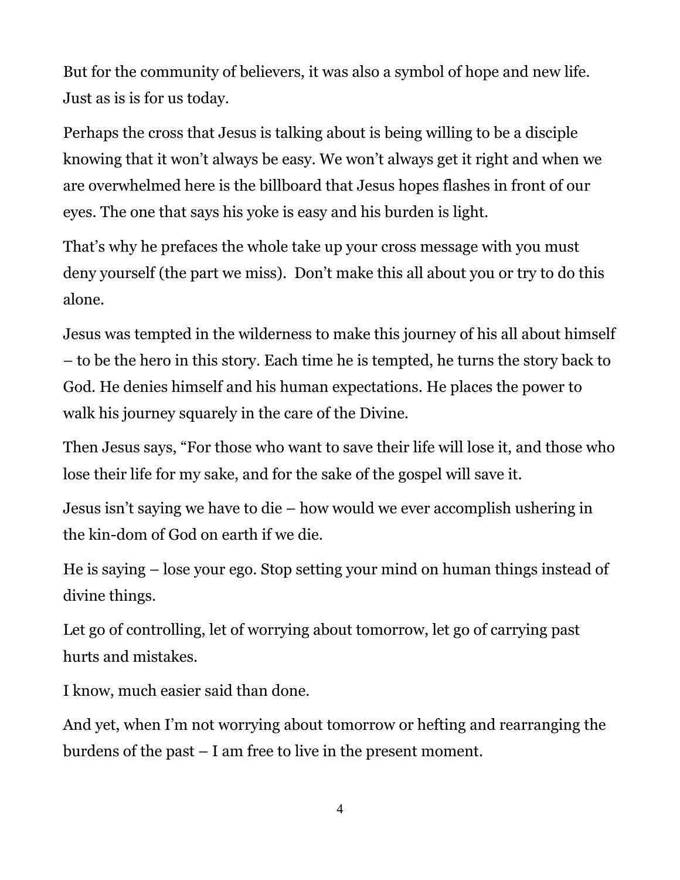But for the community of believers, it was also a symbol of hope and new life. Just as is is for us today.

Perhaps the cross that Jesus is talking about is being willing to be a disciple knowing that it won't always be easy. We won't always get it right and when we are overwhelmed here is the billboard that Jesus hopes flashes in front of our eyes. The one that says his yoke is easy and his burden is light.

That's why he prefaces the whole take up your cross message with you must deny yourself (the part we miss).  Don't make this all about you or try to do this alone.

Jesus was tempted in the wilderness to make this journey of his all about himself – to be the hero in this story. Each time he is tempted, he turns the story back to God. He denies himself and his human expectations. He places the power to walk his journey squarely in the care of the Divine.

Then Jesus says, "For those who want to save their life will lose it, and those who lose their life for my sake, and for the sake of the gospel will save it.

Jesus isn't saying we have to die – how would we ever accomplish ushering in the kin-dom of God on earth if we die.

He is saying – lose your ego. Stop setting your mind on human things instead of divine things.

Let go of controlling, let of worrying about tomorrow, let go of carrying past hurts and mistakes.

I know, much easier said than done.

And yet, when I'm not worrying about tomorrow or hefting and rearranging the burdens of the past – I am free to live in the present moment.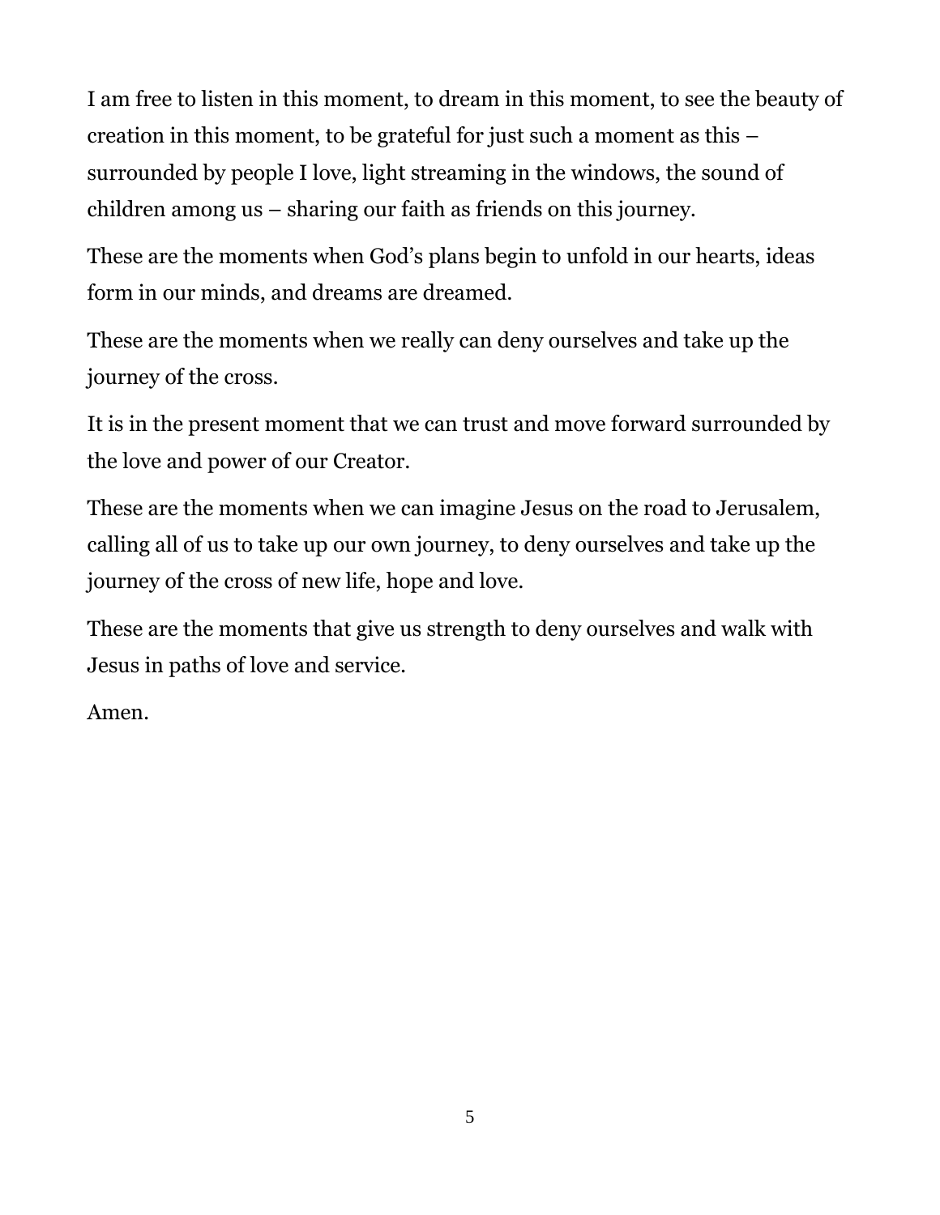I am free to listen in this moment, to dream in this moment, to see the beauty of creation in this moment, to be grateful for just such a moment as this – surrounded by people I love, light streaming in the windows, the sound of children among us – sharing our faith as friends on this journey.

These are the moments when God's plans begin to unfold in our hearts, ideas form in our minds, and dreams are dreamed.

These are the moments when we really can deny ourselves and take up the journey of the cross.

It is in the present moment that we can trust and move forward surrounded by the love and power of our Creator.

These are the moments when we can imagine Jesus on the road to Jerusalem, calling all of us to take up our own journey, to deny ourselves and take up the journey of the cross of new life, hope and love.

These are the moments that give us strength to deny ourselves and walk with Jesus in paths of love and service.

Amen.